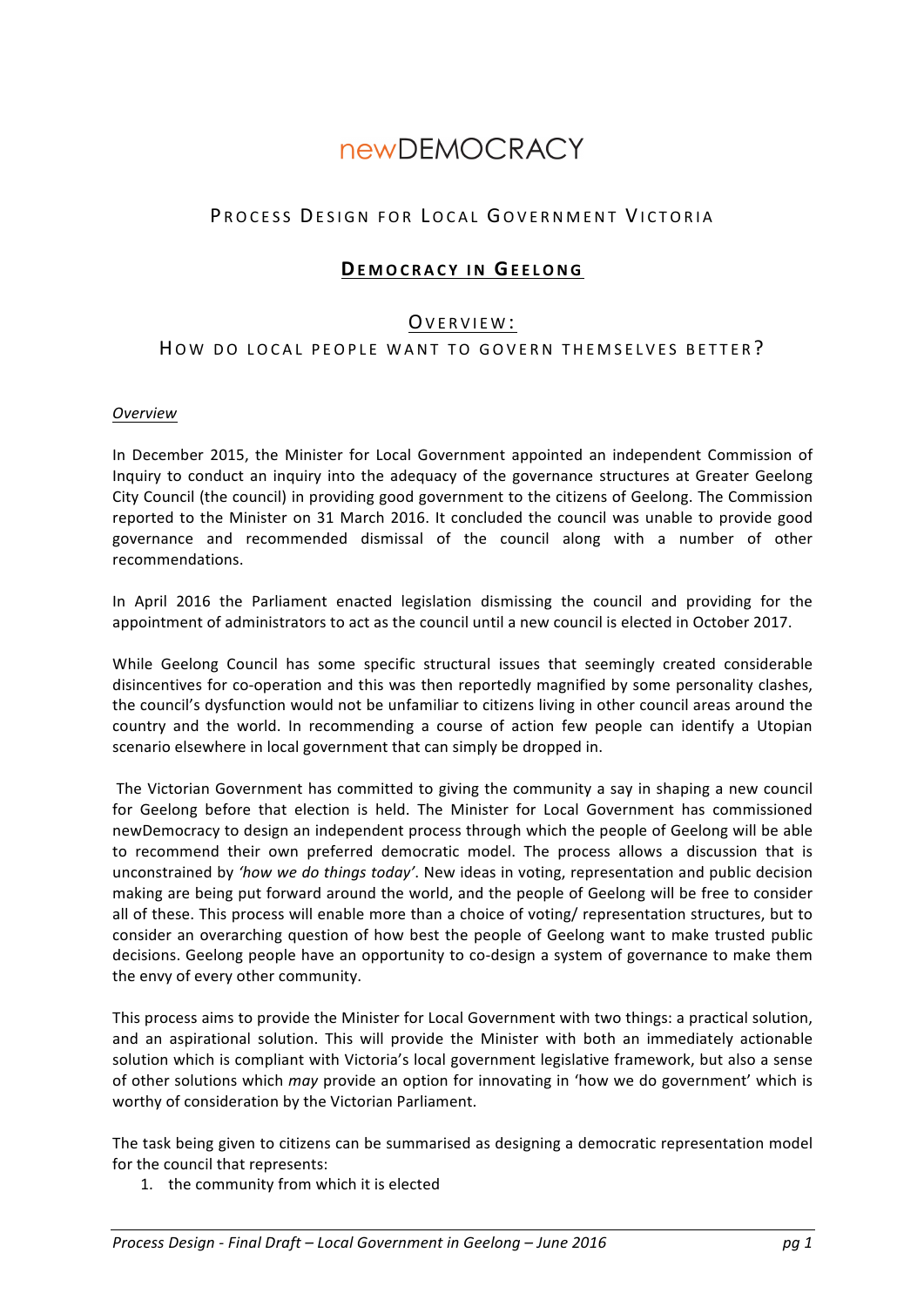# newDEMOCRACY

## Process Design for Local Government Victoria

## Democracy in Geelong

### Overview:

### How do local people want to govern themselves better?

*Overview*

In December 2015, the Minister for Local Government appointed an independent Commission of Inquiry to conduct an inquiry into the adequacy of the governance structures at Greater Geelong City Council (the council) in providing good government to the citizens of Geelong. The Commission reported to the Minister on 31 March 2016. It concluded the council was unable to provide good governance and recommended dismissal of the council along with a number of other recommendations.

In April 2016 the Parliament enacted legislation dismissing the council and providing for the appointment of administrators to act as the council until a new council is elected in October 2017.

While Geelong Council has some specific structural issues that seemingly created considerable disincentives for co-operation and this was then reportedly magnified by some personality clashes, the council's dysfunction would not be unfamiliar to citizens living in other council areas around the country and the world. In recommending a course of action few people can identify a Utopian scenario elsewhere in local government that can simply be dropped in.

The Victorian Government has committed to giving the community a say in shaping a new council for Geelong before that election is held. The Minister for Local Government has commissioned newDemocracy to design an independent process through which the people of Geelong will be able to recommend their own preferred democratic model. The process allows a discussion that is unconstrained by *'how we do things today'*. New ideas in voting, representation and public decision making are being put forward around the world, and the people of Geelong will be free to consider all of these. This process will enable more than a choice of voting/ representation structures, but to consider an overarching question of how best the people of Geelong want to make trusted public decisions. Geelong people have an opportunity to co-design a system of governance to make them the envy of every other community.

This process aims to provide the Minister for Local Government with two things: a practical solution, and an aspirational solution. This will provide the Minister with both an immediately actionable solution which is compliant with Victoria's local government legislative framework, but also a sense of other solutions which *may* provide an option for innovating in 'how we do government' which is worthy of consideration by the Victorian Parliament.

The task being given to citizens can be summarised as designing a democratic representation model for the council that represents:

1. the community from which it is elected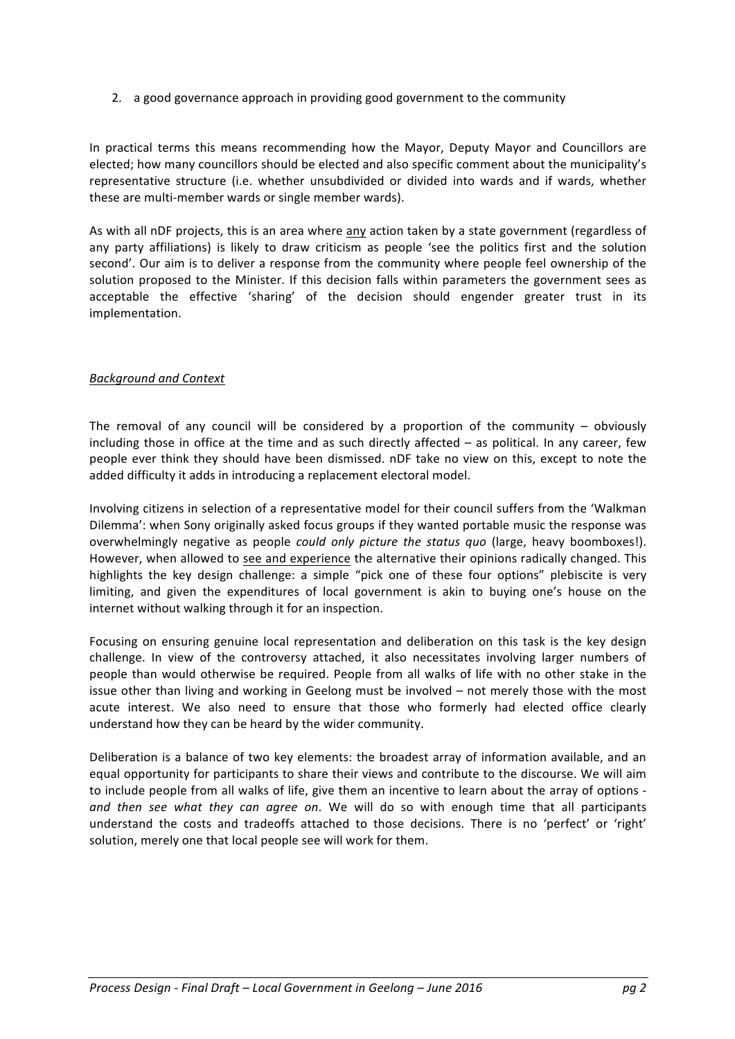2. a good governance approach in providing good government to the community

In practical terms this means recommending how the Mayor, Deputy Mayor and Councillors are elected; how many councillors should be elected and also specific comment about the municipality's representative structure (i.e. whether unsubdivided or divided into wards and if wards, whether these are multi-member wards or single member wards).

As with all nDF projects, this is an area where <u>any</u> action taken by a state government (regardless of any party affiliations) is likely to draw criticism as people 'see the politics first and the solution second'. Our aim is to deliver a response from the community where people feel ownership of the solution proposed to the Minister. If this decision falls within parameters the government sees as acceptable the effective 'sharing' of the decision should engender greater trust in its implementation.

*<u>Background and Context</u>*

The removal of any council will be considered by a proportion of the community – obviously including those in office at the time and as such directly affected – as political. In any career, few people ever think they should have been dismissed. nDF take no view on this, except to note the added difficulty it adds in introducing a replacement electoral model.

Involving citizens in selection of a representative model for their council suffers from the 'Walkman Dilemma': when Sony originally asked focus groups if they wanted portable music the response was overwhelmingly negative as people *could only picture the status quo* (large, heavy boomboxes!). However, when allowed to <u>see and experience</u> the alternative their opinions radically changed. This highlights the key design challenge: a simple "pick one of these four options" plebiscite is very limiting, and given the expenditures of local government is akin to buying one's house on the internet without walking through it for an inspection.

Focusing on ensuring genuine local representation and deliberation on this task is the key design challenge. In view of the controversy attached, it also necessitates involving larger numbers of people than would otherwise be required. People from all walks of life with no other stake in the issue other than living and working in Geelong must be involved – not merely those with the most acute interest. We also need to ensure that those who formerly had elected office clearly understand how they can be heard by the wider community.

Deliberation is a balance of two key elements: the broadest array of information available, and an equal opportunity for participants to share their views and contribute to the discourse. We will aim to include people from all walks of life, give them an incentive to learn about the array of options - *and then see what they can agree on*. We will do so with enough time that all participants understand the costs and tradeoffs attached to those decisions. There is no 'perfect' or 'right' solution, merely one that local people see will work for them.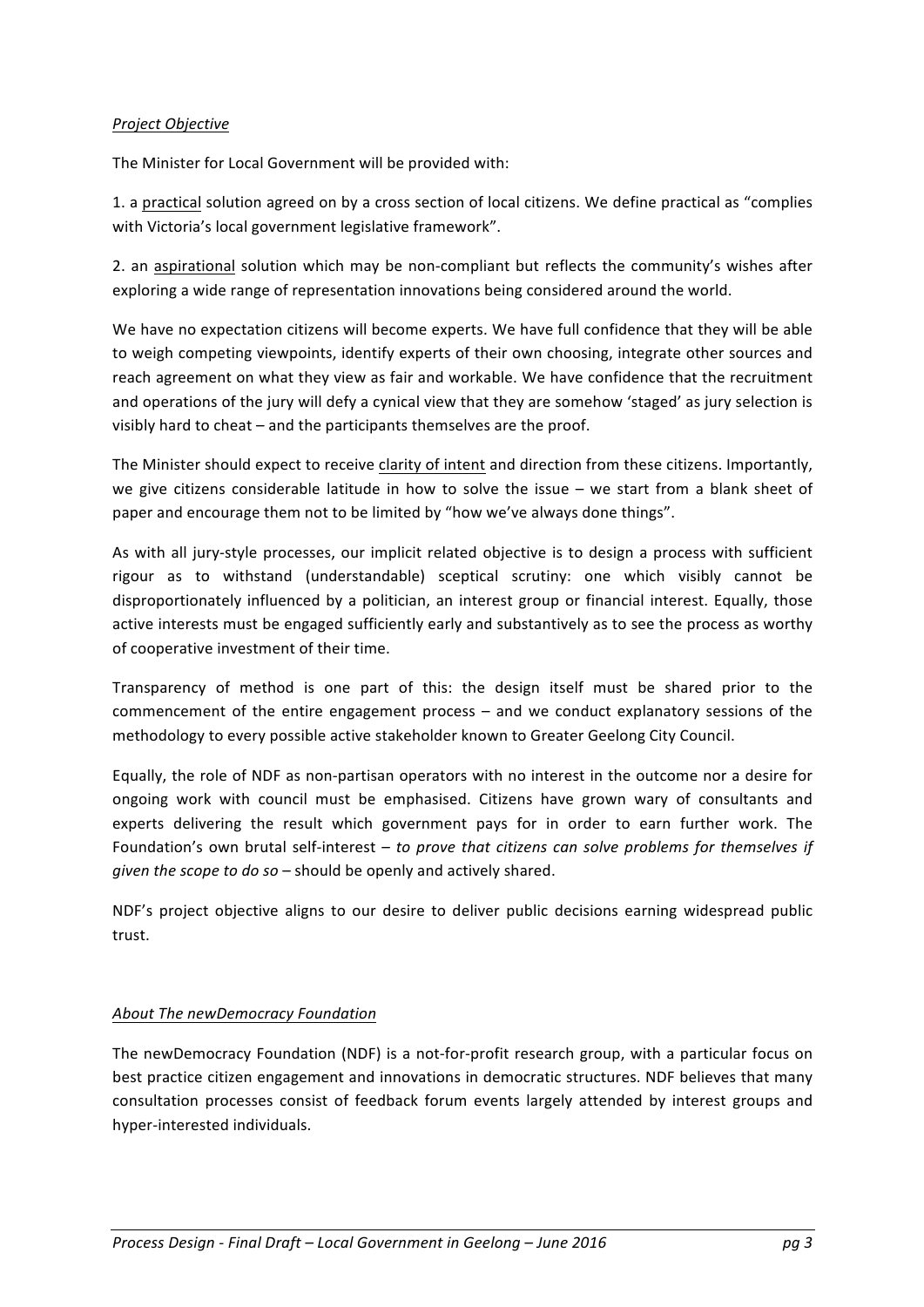*Project Objective*

The Minister for Local Government will be provided with:

1. a practical solution agreed on by a cross section of local citizens. We define practical as "complies with Victoria's local government legislative framework".

2. an aspirational solution which may be non-compliant but reflects the community's wishes after exploring a wide range of representation innovations being considered around the world.

We have no expectation citizens will become experts. We have full confidence that they will be able to weigh competing viewpoints, identify experts of their own choosing, integrate other sources and reach agreement on what they view as fair and workable. We have confidence that the recruitment and operations of the jury will defy a cynical view that they are somehow 'staged' as jury selection is visibly hard to cheat – and the participants themselves are the proof.

The Minister should expect to receive clarity of intent and direction from these citizens. Importantly, we give citizens considerable latitude in how to solve the issue – we start from a blank sheet of paper and encourage them not to be limited by "how we've always done things".

As with all jury-style processes, our implicit related objective is to design a process with sufficient rigour as to withstand (understandable) sceptical scrutiny: one which visibly cannot be disproportionately influenced by a politician, an interest group or financial interest. Equally, those active interests must be engaged sufficiently early and substantively as to see the process as worthy of cooperative investment of their time.

Transparency of method is one part of this: the design itself must be shared prior to the commencement of the entire engagement process – and we conduct explanatory sessions of the methodology to every possible active stakeholder known to Greater Geelong City Council.

Equally, the role of NDF as non-partisan operators with no interest in the outcome nor a desire for ongoing work with council must be emphasised. Citizens have grown wary of consultants and experts delivering the result which government pays for in order to earn further work. The Foundation's own brutal self-interest – *to prove that citizens can solve problems for themselves if given the scope to do so* – should be openly and actively shared.

NDF's project objective aligns to our desire to deliver public decisions earning widespread public trust.

*About The newDemocracy Foundation*

The newDemocracy Foundation (NDF) is a not-for-profit research group, with a particular focus on best practice citizen engagement and innovations in democratic structures. NDF believes that many consultation processes consist of feedback forum events largely attended by interest groups and hyper-interested individuals.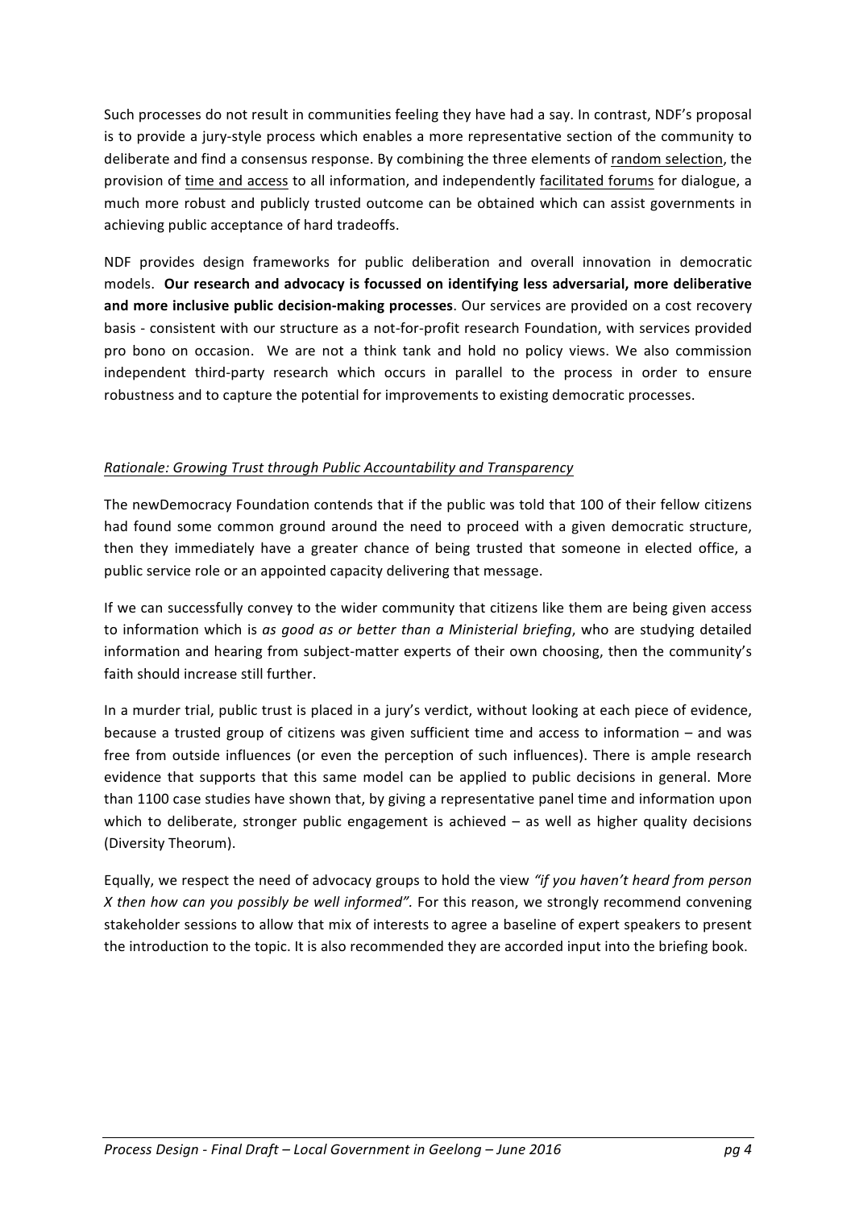Such processes do not result in communities feeling they have had a say. In contrast, NDF's proposal is to provide a jury-style process which enables a more representative section of the community to deliberate and find a consensus response. By combining the three elements of <u>random selection</u>, the provision of <u>time and access</u> to all information, and independently <u>facilitated forums</u> for dialogue, a much more robust and publicly trusted outcome can be obtained which can assist governments in achieving public acceptance of hard tradeoffs.

NDF provides design frameworks for public deliberation and overall innovation in democratic models. **Our research and advocacy is focussed on identifying less adversarial, more deliberative and more inclusive public decision-making processes**. Our services are provided on a cost recovery basis - consistent with our structure as a not-for-profit research Foundation, with services provided pro bono on occasion. We are not a think tank and hold no policy views. We also commission independent third-party research which occurs in parallel to the process in order to ensure robustness and to capture the potential for improvements to existing democratic processes.

*<u>Rationale: Growing Trust through Public Accountability and Transparency</u>*

The newDemocracy Foundation contends that if the public was told that 100 of their fellow citizens had found some common ground around the need to proceed with a given democratic structure, then they immediately have a greater chance of being trusted that someone in elected office, a public service role or an appointed capacity delivering that message.

If we can successfully convey to the wider community that citizens like them are being given access to information which is *as good as or better than a Ministerial briefing*, who are studying detailed information and hearing from subject-matter experts of their own choosing, then the community's faith should increase still further.

In a murder trial, public trust is placed in a jury's verdict, without looking at each piece of evidence, because a trusted group of citizens was given sufficient time and access to information – and was free from outside influences (or even the perception of such influences). There is ample research evidence that supports that this same model can be applied to public decisions in general. More than 1100 case studies have shown that, by giving a representative panel time and information upon which to deliberate, stronger public engagement is achieved – as well as higher quality decisions (Diversity Theorum).

Equally, we respect the need of advocacy groups to hold the view *"if you haven't heard from person X then how can you possibly be well informed"*. For this reason, we strongly recommend convening stakeholder sessions to allow that mix of interests to agree a baseline of expert speakers to present the introduction to the topic. It is also recommended they are accorded input into the briefing book.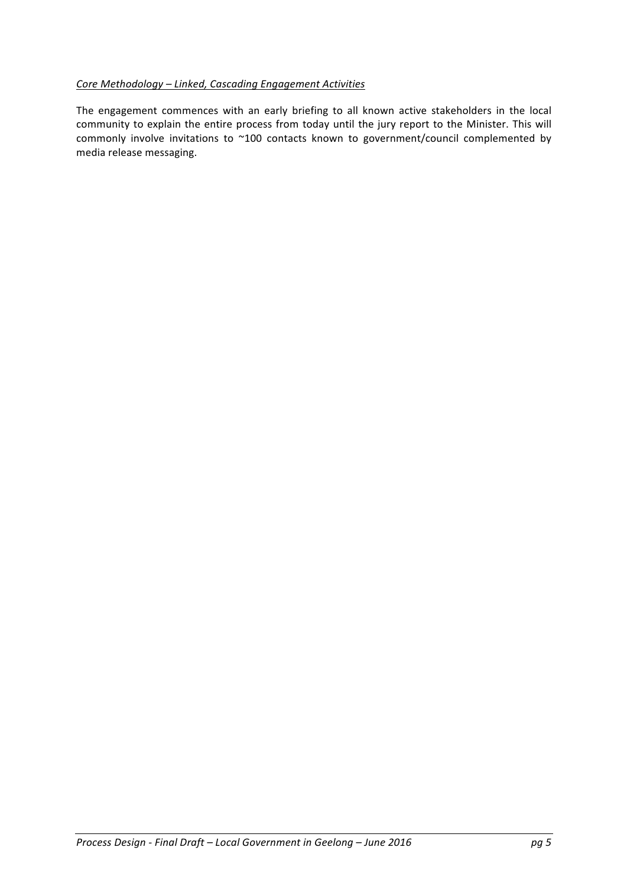*Core Methodology – Linked, Cascading Engagement Activities*

The engagement commences with an early briefing to all known active stakeholders in the local community to explain the entire process from today until the jury report to the Minister. This will commonly involve invitations to ~100 contacts known to government/council complemented by media release messaging.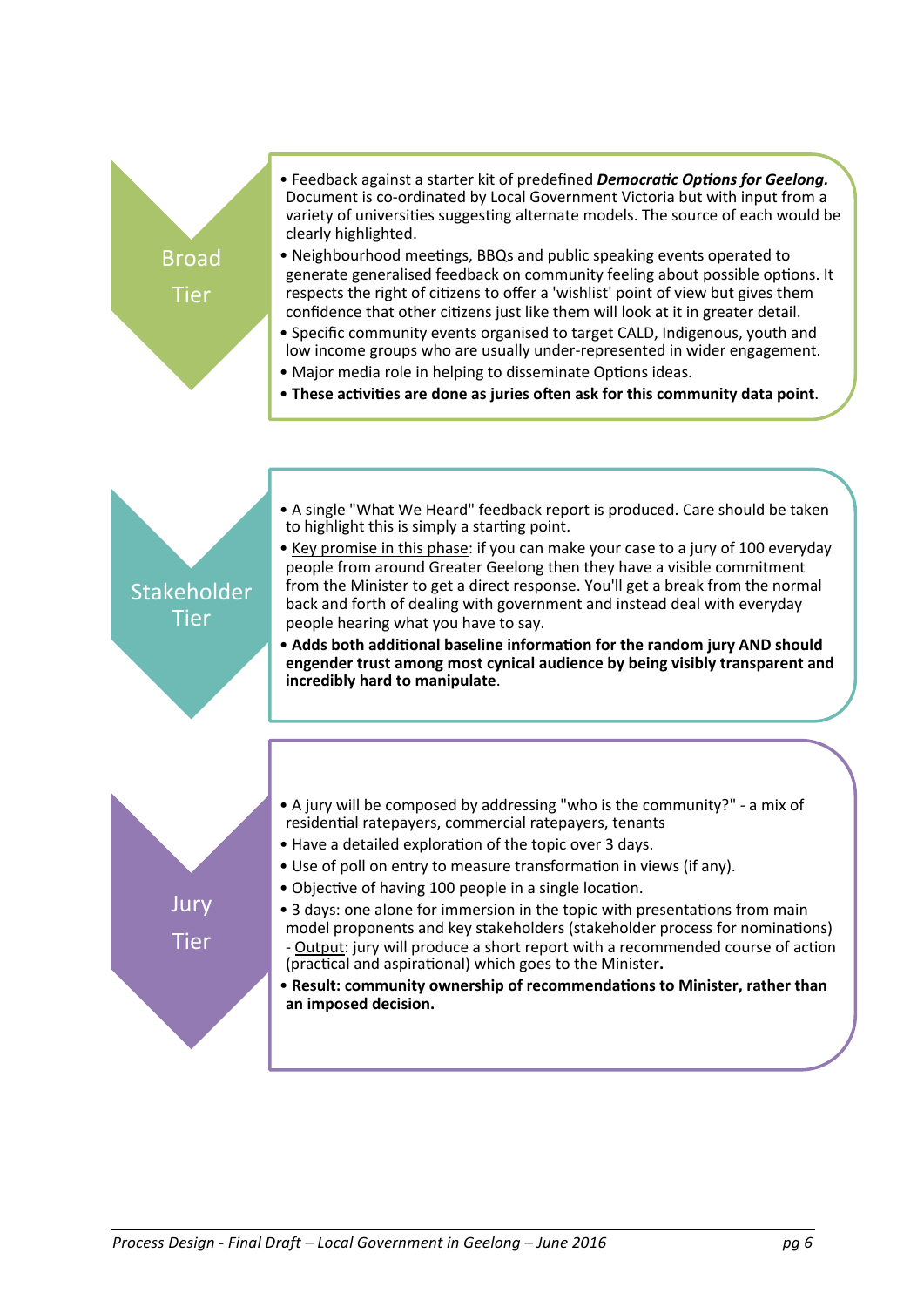## Broad Tier

- Feedback against a starter kit of predefined ***Democratic Options for Geelong.*** Document is co-ordinated by Local Government Victoria but with input from a variety of universities suggesting alternate models. The source of each would be clearly highlighted.
- Neighbourhood meetings, BBQs and public speaking events operated to generate generalised feedback on community feeling about possible options. It respects the right of citizens to offer a 'wishlist' point of view but gives them confidence that other citizens just like them will look at it in greater detail.
- Specific community events organised to target CALD, Indigenous, youth and low income groups who are usually under-represented in wider engagement.
- Major media role in helping to disseminate Options ideas.
- **These activities are done as juries often ask for this community data point**.

## Stakeholder Tier

- A single "What We Heard" feedback report is produced. Care should be taken to highlight this is simply a starting point.
- Key promise in this phase: if you can make your case to a jury of 100 everyday people from around Greater Geelong then they have a visible commitment from the Minister to get a direct response. You'll get a break from the normal back and forth of dealing with government and instead deal with everyday people hearing what you have to say.
- **Adds both additional baseline information for the random jury AND should engender trust among most cynical audience by being visibly transparent and incredibly hard to manipulate**.

## Jury Tier

- A jury will be composed by addressing "who is the community?" - a mix of residential ratepayers, commercial ratepayers, tenants
- Have a detailed exploration of the topic over 3 days.
- Use of poll on entry to measure transformation in views (if any).
- Objective of having 100 people in a single location.
- 3 days: one alone for immersion in the topic with presentations from main model proponents and key stakeholders (stakeholder process for nominations)
  - Output: jury will produce a short report with a recommended course of action (practical and aspirational) which goes to the Minister.
- **Result: community ownership of recommendations to Minister, rather than an imposed decision.**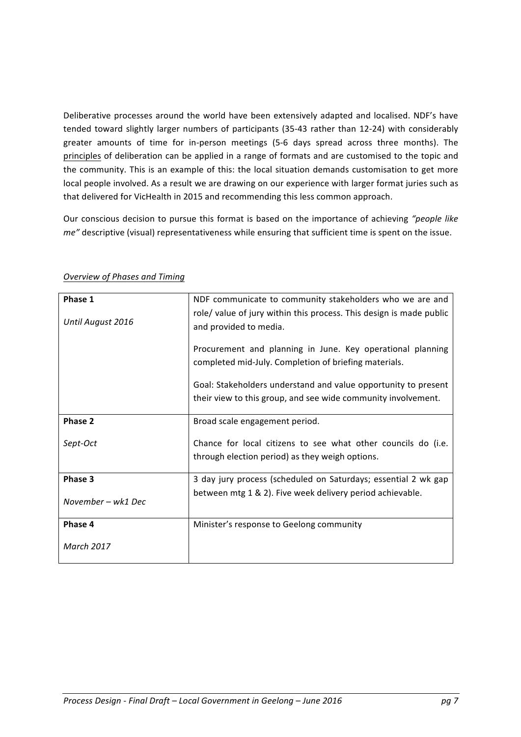Deliberative processes around the world have been extensively adapted and localised. NDF's have tended toward slightly larger numbers of participants (35-43 rather than 12-24) with considerably greater amounts of time for in-person meetings (5-6 days spread across three months). The principles of deliberation can be applied in a range of formats and are customised to the topic and the community. This is an example of this: the local situation demands customisation to get more local people involved. As a result we are drawing on our experience with larger format juries such as that delivered for VicHealth in 2015 and recommending this less common approach.

Our conscious decision to pursue this format is based on the importance of achieving *"people like me"* descriptive (visual) representativeness while ensuring that sufficient time is spent on the issue.

*Overview of Phases and Timing*

| | |
|---|---|
| **Phase 1**<br><br>*Until August 2016* | NDF communicate to community stakeholders who we are and role/ value of jury within this process. This design is made public and provided to media.<br><br>Procurement and planning in June. Key operational planning completed mid-July. Completion of briefing materials.<br><br>Goal: Stakeholders understand and value opportunity to present their view to this group, and see wide community involvement. |
| **Phase 2**<br><br>*Sept-Oct* | Broad scale engagement period.<br><br>Chance for local citizens to see what other councils do (i.e. through election period) as they weigh options. |
| **Phase 3**<br><br>*November – wk1 Dec* | 3 day jury process (scheduled on Saturdays; essential 2 wk gap between mtg 1 & 2). Five week delivery period achievable. |
| **Phase 4**<br><br>*March 2017* | Minister's response to Geelong community |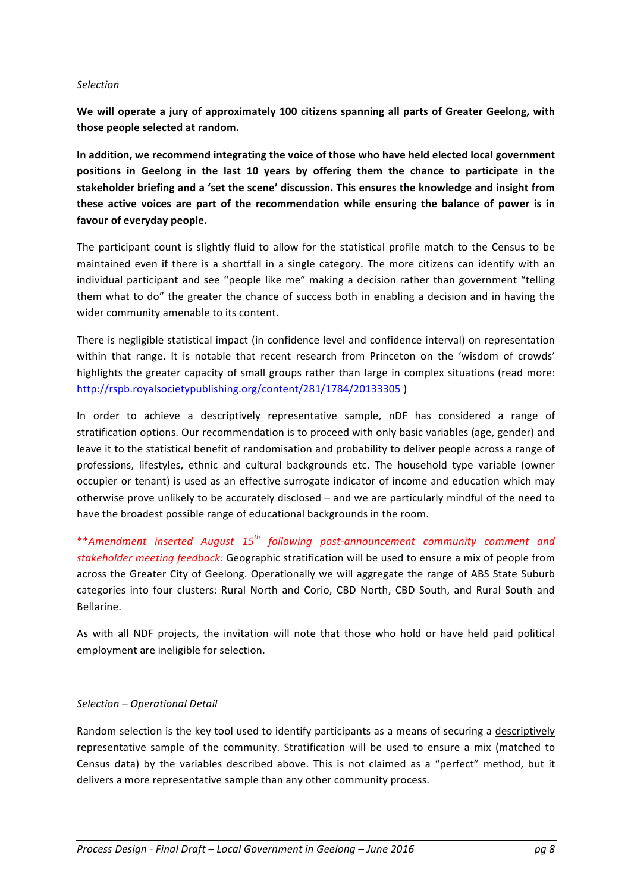*Selection*

**We will operate a jury of approximately 100 citizens spanning all parts of Greater Geelong, with those people selected at random.**

**In addition, we recommend integrating the voice of those who have held elected local government positions in Geelong in the last 10 years by offering them the chance to participate in the stakeholder briefing and a 'set the scene' discussion. This ensures the knowledge and insight from these active voices are part of the recommendation while ensuring the balance of power is in favour of everyday people.**

The participant count is slightly fluid to allow for the statistical profile match to the Census to be maintained even if there is a shortfall in a single category. The more citizens can identify with an individual participant and see "people like me" making a decision rather than government "telling them what to do" the greater the chance of success both in enabling a decision and in having the wider community amenable to its content.

There is negligible statistical impact (in confidence level and confidence interval) on representation within that range. It is notable that recent research from Princeton on the 'wisdom of crowds' highlights the greater capacity of small groups rather than large in complex situations (read more: http://rspb.royalsocietypublishing.org/content/281/1784/20133305 )

In order to achieve a descriptively representative sample, nDF has considered a range of stratification options. Our recommendation is to proceed with only basic variables (age, gender) and leave it to the statistical benefit of randomisation and probability to deliver people across a range of professions, lifestyles, ethnic and cultural backgrounds etc. The household type variable (owner occupier or tenant) is used as an effective surrogate indicator of income and education which may otherwise prove unlikely to be accurately disclosed – and we are particularly mindful of the need to have the broadest possible range of educational backgrounds in the room.

*\*\*Amendment inserted August 15th following post-announcement community comment and stakeholder meeting feedback:* Geographic stratification will be used to ensure a mix of people from across the Greater City of Geelong. Operationally we will aggregate the range of ABS State Suburb categories into four clusters: Rural North and Corio, CBD North, CBD South, and Rural South and Bellarine.

As with all NDF projects, the invitation will note that those who hold or have held paid political employment are ineligible for selection.

*Selection – Operational Detail*

Random selection is the key tool used to identify participants as a means of securing a <u>descriptively</u> representative sample of the community. Stratification will be used to ensure a mix (matched to Census data) by the variables described above. This is not claimed as a "perfect" method, but it delivers a more representative sample than any other community process.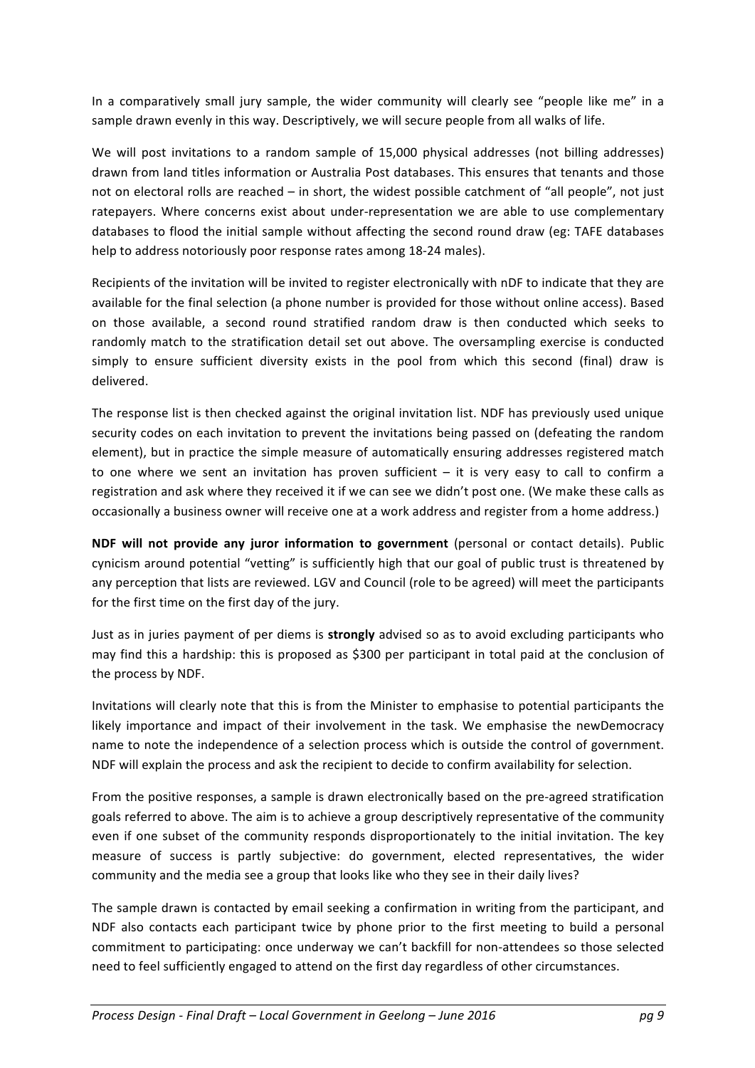In a comparatively small jury sample, the wider community will clearly see "people like me" in a sample drawn evenly in this way. Descriptively, we will secure people from all walks of life.

We will post invitations to a random sample of 15,000 physical addresses (not billing addresses) drawn from land titles information or Australia Post databases. This ensures that tenants and those not on electoral rolls are reached – in short, the widest possible catchment of "all people", not just ratepayers. Where concerns exist about under-representation we are able to use complementary databases to flood the initial sample without affecting the second round draw (eg: TAFE databases help to address notoriously poor response rates among 18-24 males).

Recipients of the invitation will be invited to register electronically with nDF to indicate that they are available for the final selection (a phone number is provided for those without online access). Based on those available, a second round stratified random draw is then conducted which seeks to randomly match to the stratification detail set out above. The oversampling exercise is conducted simply to ensure sufficient diversity exists in the pool from which this second (final) draw is delivered.

The response list is then checked against the original invitation list. NDF has previously used unique security codes on each invitation to prevent the invitations being passed on (defeating the random element), but in practice the simple measure of automatically ensuring addresses registered match to one where we sent an invitation has proven sufficient – it is very easy to call to confirm a registration and ask where they received it if we can see we didn't post one. (We make these calls as occasionally a business owner will receive one at a work address and register from a home address.)

**NDF will not provide any juror information to government** (personal or contact details). Public cynicism around potential "vetting" is sufficiently high that our goal of public trust is threatened by any perception that lists are reviewed. LGV and Council (role to be agreed) will meet the participants for the first time on the first day of the jury.

Just as in juries payment of per diems is **strongly** advised so as to avoid excluding participants who may find this a hardship: this is proposed as $300 per participant in total paid at the conclusion of the process by NDF.

Invitations will clearly note that this is from the Minister to emphasise to potential participants the likely importance and impact of their involvement in the task. We emphasise the newDemocracy name to note the independence of a selection process which is outside the control of government. NDF will explain the process and ask the recipient to decide to confirm availability for selection.

From the positive responses, a sample is drawn electronically based on the pre-agreed stratification goals referred to above. The aim is to achieve a group descriptively representative of the community even if one subset of the community responds disproportionately to the initial invitation. The key measure of success is partly subjective: do government, elected representatives, the wider community and the media see a group that looks like who they see in their daily lives?

The sample drawn is contacted by email seeking a confirmation in writing from the participant, and NDF also contacts each participant twice by phone prior to the first meeting to build a personal commitment to participating: once underway we can't backfill for non-attendees so those selected need to feel sufficiently engaged to attend on the first day regardless of other circumstances.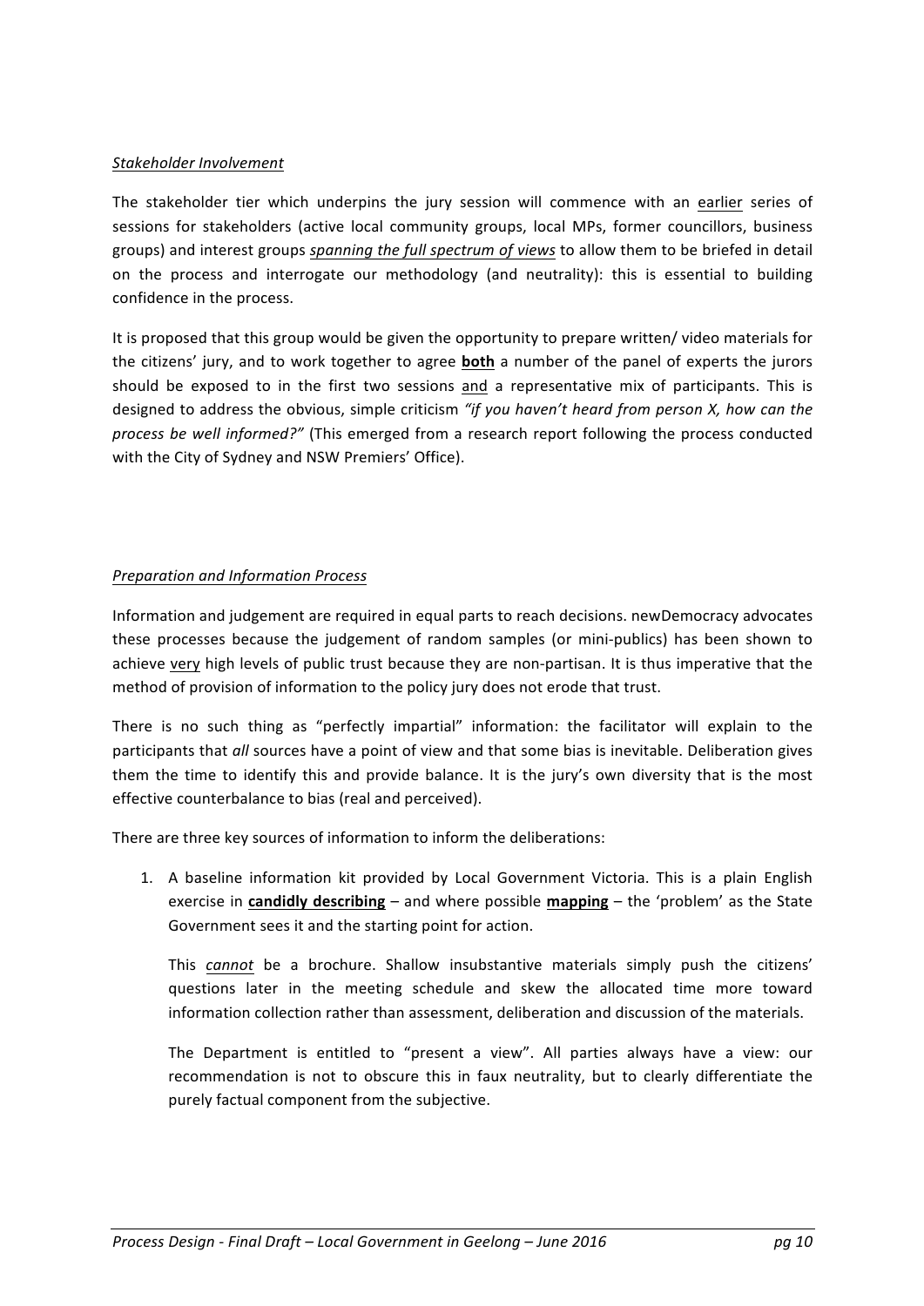*Stakeholder Involvement*

The stakeholder tier which underpins the jury session will commence with an earlier series of sessions for stakeholders (active local community groups, local MPs, former councillors, business groups) and interest groups ***spanning the full spectrum of views*** to allow them to be briefed in detail on the process and interrogate our methodology (and neutrality): this is essential to building confidence in the process.

It is proposed that this group would be given the opportunity to prepare written/ video materials for the citizens' jury, and to work together to agree **both** a number of the panel of experts the jurors should be exposed to in the first two sessions and a representative mix of participants. This is designed to address the obvious, simple criticism *"if you haven't heard from person X, how can the process be well informed?"* (This emerged from a research report following the process conducted with the City of Sydney and NSW Premiers' Office).

*Preparation and Information Process*

Information and judgement are required in equal parts to reach decisions. newDemocracy advocates these processes because the judgement of random samples (or mini-publics) has been shown to achieve very high levels of public trust because they are non-partisan. It is thus imperative that the method of provision of information to the policy jury does not erode that trust.

There is no such thing as "perfectly impartial" information: the facilitator will explain to the participants that *all* sources have a point of view and that some bias is inevitable. Deliberation gives them the time to identify this and provide balance. It is the jury's own diversity that is the most effective counterbalance to bias (real and perceived).

There are three key sources of information to inform the deliberations:

1. A baseline information kit provided by Local Government Victoria. This is a plain English exercise in **candidly describing** – and where possible **mapping** – the 'problem' as the State Government sees it and the starting point for action.

   This *cannot* be a brochure. Shallow insubstantive materials simply push the citizens' questions later in the meeting schedule and skew the allocated time more toward information collection rather than assessment, deliberation and discussion of the materials.

   The Department is entitled to "present a view". All parties always have a view: our recommendation is not to obscure this in faux neutrality, but to clearly differentiate the purely factual component from the subjective.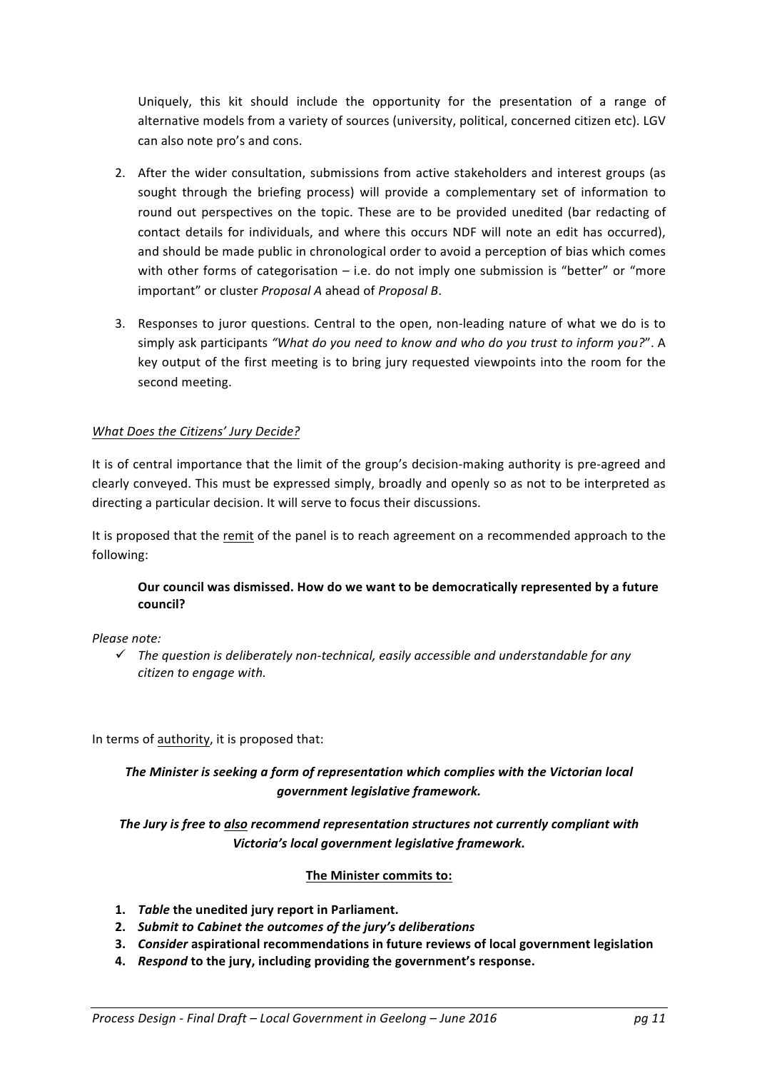Uniquely, this kit should include the opportunity for the presentation of a range of alternative models from a variety of sources (university, political, concerned citizen etc). LGV can also note pro's and cons.

2. After the wider consultation, submissions from active stakeholders and interest groups (as sought through the briefing process) will provide a complementary set of information to round out perspectives on the topic. These are to be provided unedited (bar redacting of contact details for individuals, and where this occurs NDF will note an edit has occurred), and should be made public in chronological order to avoid a perception of bias which comes with other forms of categorisation – i.e. do not imply one submission is "better" or "more important" or cluster *Proposal A* ahead of *Proposal B*.

3. Responses to juror questions. Central to the open, non-leading nature of what we do is to simply ask participants *"What do you need to know and who do you trust to inform you?"*. A key output of the first meeting is to bring jury requested viewpoints into the room for the second meeting.

*<u>What Does the Citizens' Jury Decide?</u>*

It is of central importance that the limit of the group's decision-making authority is pre-agreed and clearly conveyed. This must be expressed simply, broadly and openly so as not to be interpreted as directing a particular decision. It will serve to focus their discussions.

It is proposed that the <u>remit</u> of the panel is to reach agreement on a recommended approach to the following:

> **Our council was dismissed. How do we want to be democratically represented by a future council?**

*Please note:*

- ✓ *The question is deliberately non-technical, easily accessible and understandable for any citizen to engage with.*

In terms of <u>authority</u>, it is proposed that:

***The Minister is seeking a form of representation which complies with the Victorian local government legislative framework.***

***The Jury is free to <u>also</u> recommend representation structures not currently compliant with Victoria's local government legislative framework.***

**<u>The Minister commits to:</u>**

1. ***Table*** **the unedited jury report in Parliament.**
2. ***Submit to Cabinet the outcomes of the jury's deliberations***
3. ***Consider*** **aspirational recommendations in future reviews of local government legislation**
4. ***Respond*** **to the jury, including providing the government's response.**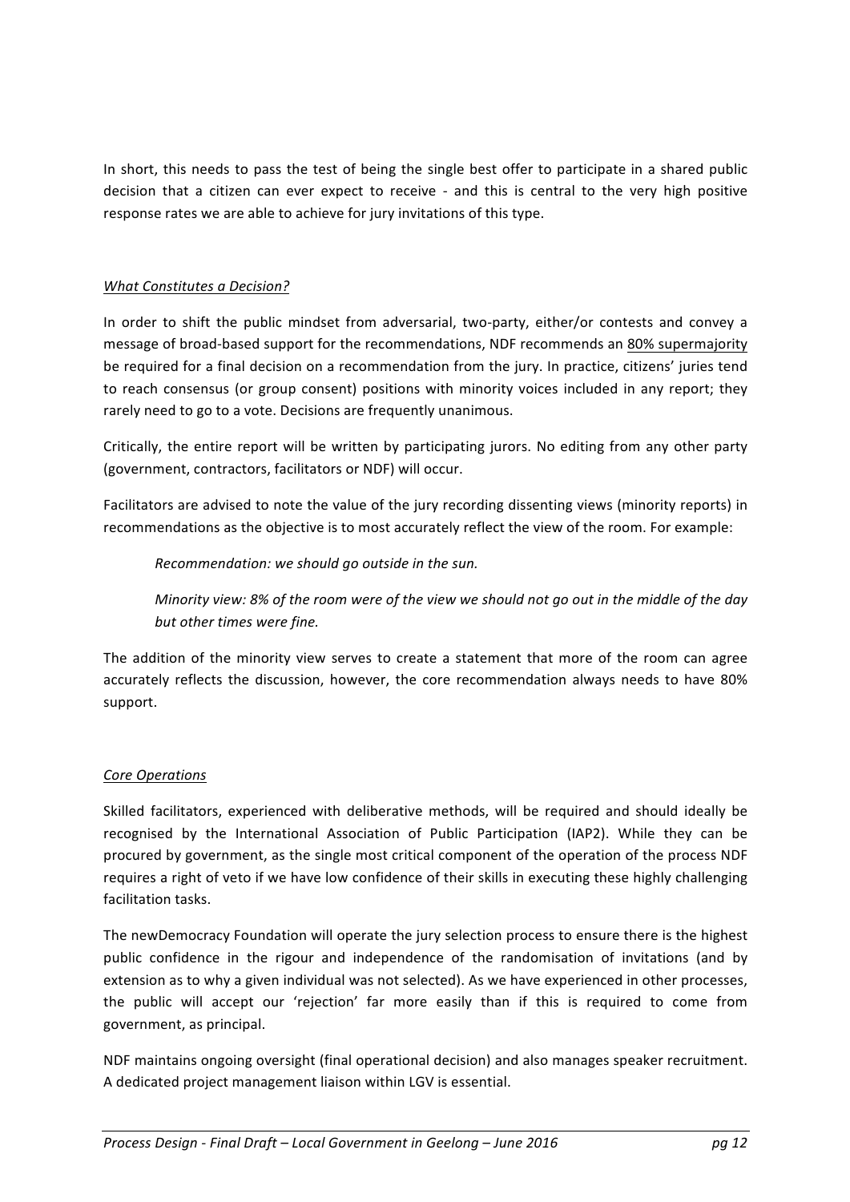In short, this needs to pass the test of being the single best offer to participate in a shared public decision that a citizen can ever expect to receive - and this is central to the very high positive response rates we are able to achieve for jury invitations of this type.

### *What Constitutes a Decision?*

In order to shift the public mindset from adversarial, two-party, either/or contests and convey a message of broad-based support for the recommendations, NDF recommends an <u>80% supermajority</u> be required for a final decision on a recommendation from the jury. In practice, citizens' juries tend to reach consensus (or group consent) positions with minority voices included in any report; they rarely need to go to a vote. Decisions are frequently unanimous.

Critically, the entire report will be written by participating jurors. No editing from any other party (government, contractors, facilitators or NDF) will occur.

Facilitators are advised to note the value of the jury recording dissenting views (minority reports) in recommendations as the objective is to most accurately reflect the view of the room. For example:

> *Recommendation: we should go outside in the sun.*
>
> *Minority view: 8% of the room were of the view we should not go out in the middle of the day but other times were fine.*

The addition of the minority view serves to create a statement that more of the room can agree accurately reflects the discussion, however, the core recommendation always needs to have 80% support.

### *Core Operations*

Skilled facilitators, experienced with deliberative methods, will be required and should ideally be recognised by the International Association of Public Participation (IAP2). While they can be procured by government, as the single most critical component of the operation of the process NDF requires a right of veto if we have low confidence of their skills in executing these highly challenging facilitation tasks.

The newDemocracy Foundation will operate the jury selection process to ensure there is the highest public confidence in the rigour and independence of the randomisation of invitations (and by extension as to why a given individual was not selected). As we have experienced in other processes, the public will accept our 'rejection' far more easily than if this is required to come from government, as principal.

NDF maintains ongoing oversight (final operational decision) and also manages speaker recruitment. A dedicated project management liaison within LGV is essential.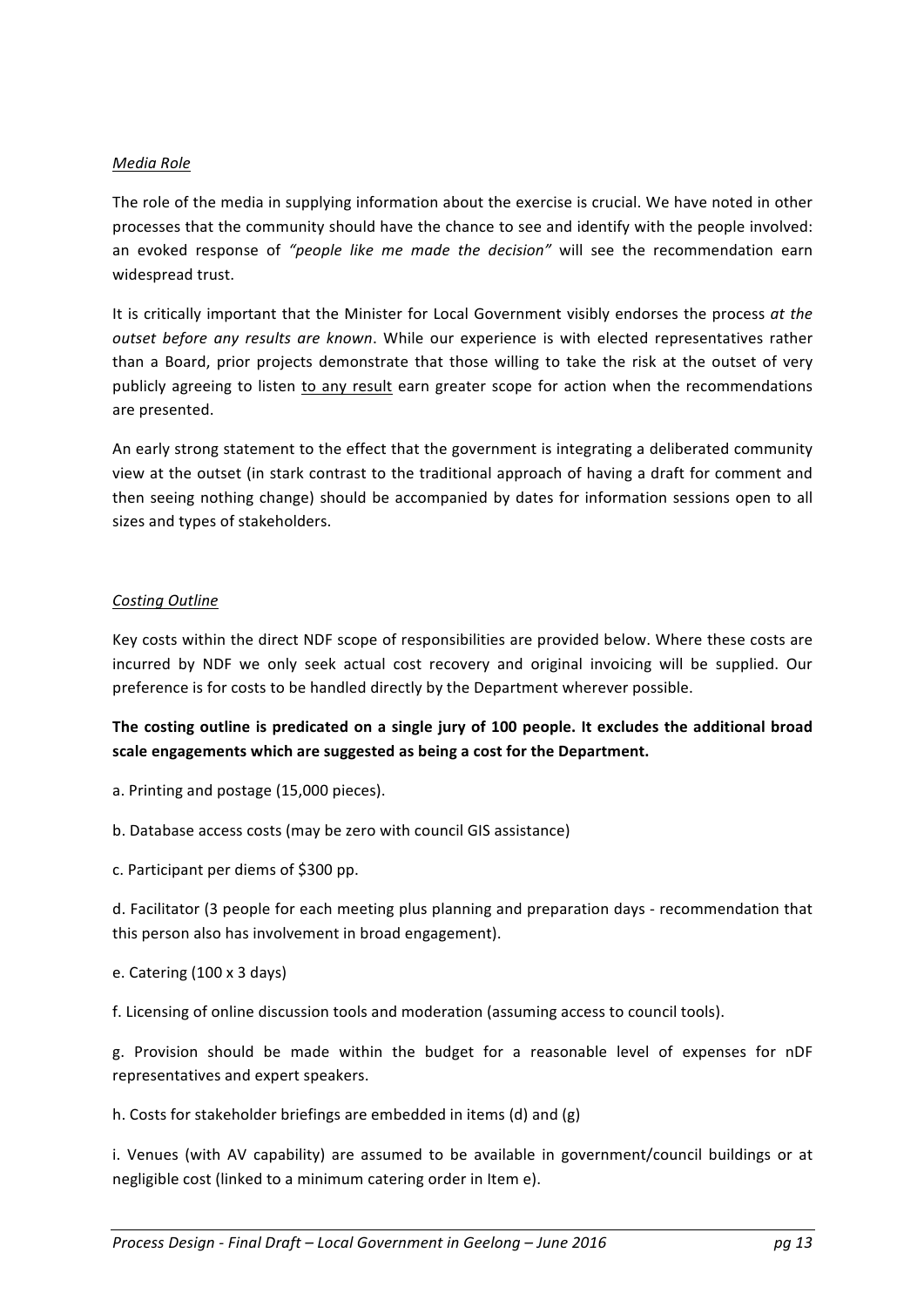*Media Role*

The role of the media in supplying information about the exercise is crucial. We have noted in other processes that the community should have the chance to see and identify with the people involved: an evoked response of *"people like me made the decision"* will see the recommendation earn widespread trust.

It is critically important that the Minister for Local Government visibly endorses the process *at the outset before any results are known*. While our experience is with elected representatives rather than a Board, prior projects demonstrate that those willing to take the risk at the outset of very publicly agreeing to listen <u>to any result</u> earn greater scope for action when the recommendations are presented.

An early strong statement to the effect that the government is integrating a deliberated community view at the outset (in stark contrast to the traditional approach of having a draft for comment and then seeing nothing change) should be accompanied by dates for information sessions open to all sizes and types of stakeholders.

*Costing Outline*

Key costs within the direct NDF scope of responsibilities are provided below. Where these costs are incurred by NDF we only seek actual cost recovery and original invoicing will be supplied. Our preference is for costs to be handled directly by the Department wherever possible.

**The costing outline is predicated on a single jury of 100 people. It excludes the additional broad scale engagements which are suggested as being a cost for the Department.**

a. Printing and postage (15,000 pieces).

b. Database access costs (may be zero with council GIS assistance)

c. Participant per diems of $300 pp.

d. Facilitator (3 people for each meeting plus planning and preparation days - recommendation that this person also has involvement in broad engagement).

e. Catering (100 x 3 days)

f. Licensing of online discussion tools and moderation (assuming access to council tools).

g. Provision should be made within the budget for a reasonable level of expenses for nDF representatives and expert speakers.

h. Costs for stakeholder briefings are embedded in items (d) and (g)

i. Venues (with AV capability) are assumed to be available in government/council buildings or at negligible cost (linked to a minimum catering order in Item e).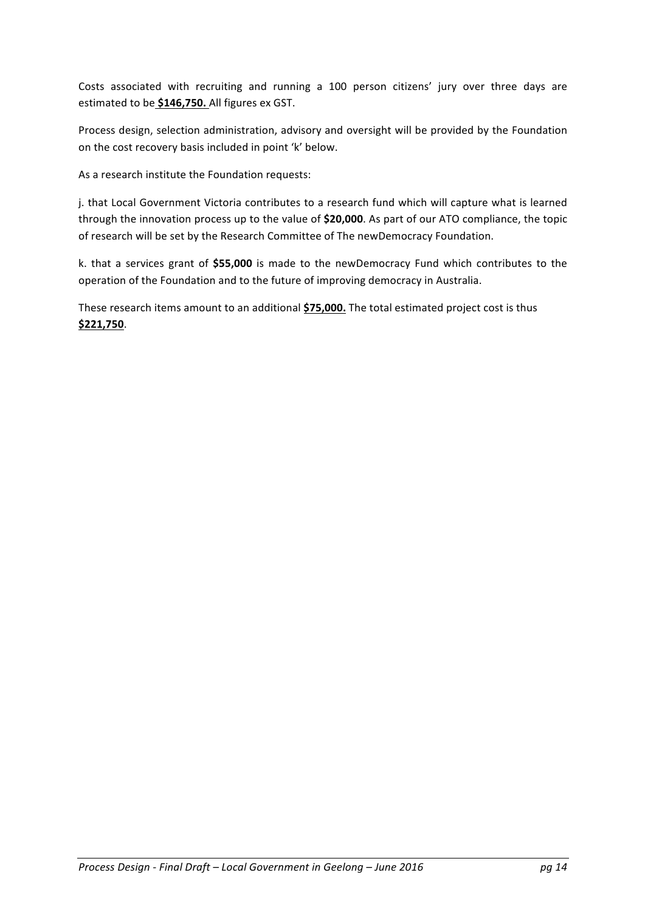Costs associated with recruiting and running a 100 person citizens' jury over three days are estimated to be **$146,750.** All figures ex GST.

Process design, selection administration, advisory and oversight will be provided by the Foundation on the cost recovery basis included in point 'k' below.

As a research institute the Foundation requests:

j. that Local Government Victoria contributes to a research fund which will capture what is learned through the innovation process up to the value of **$20,000**. As part of our ATO compliance, the topic of research will be set by the Research Committee of The newDemocracy Foundation.

k. that a services grant of **$55,000** is made to the newDemocracy Fund which contributes to the operation of the Foundation and to the future of improving democracy in Australia.

These research items amount to an additional **$75,000.** The total estimated project cost is thus **$221,750**.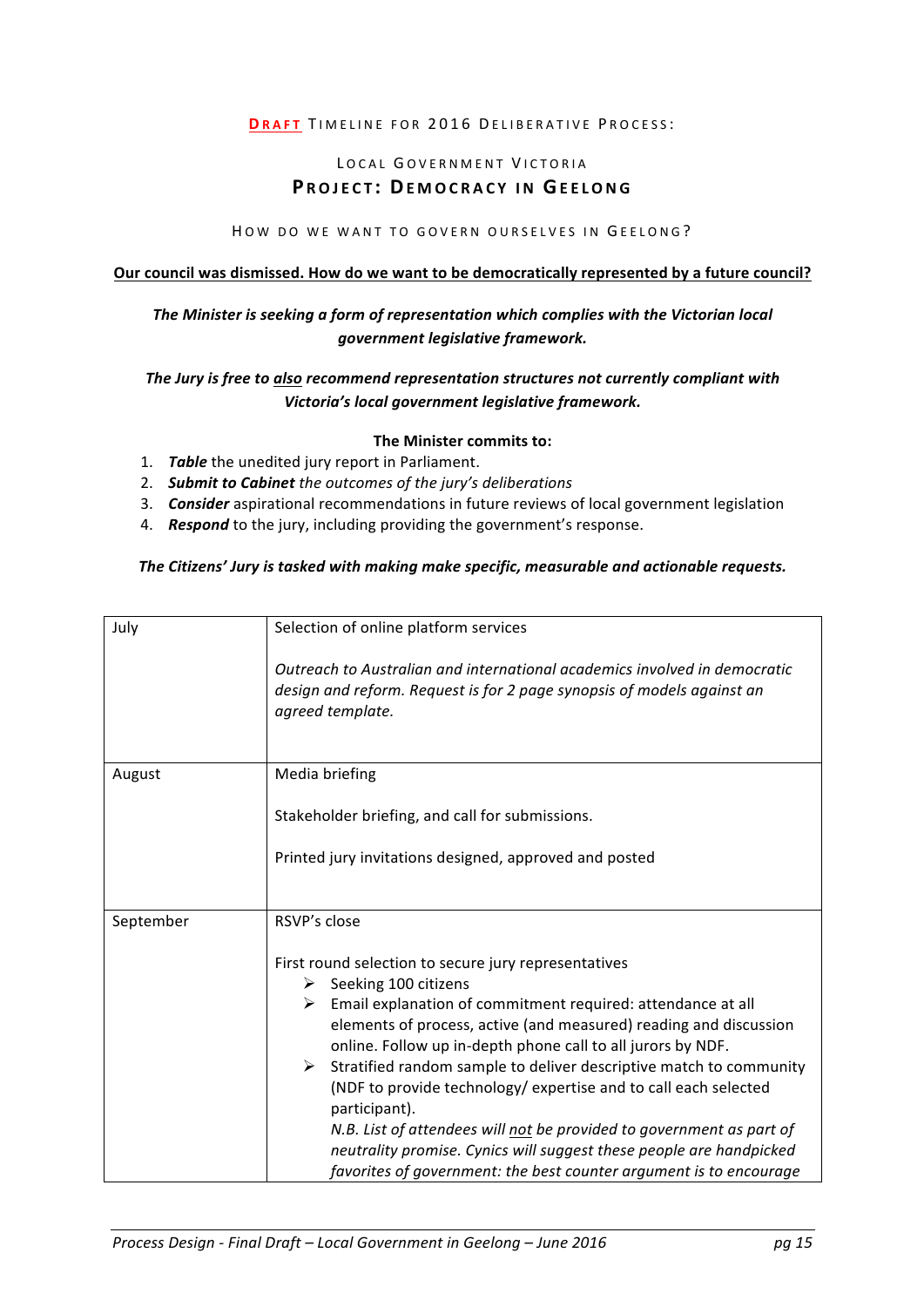**DRAFT** TIMELINE FOR 2016 DELIBERATIVE PROCESS:

LOCAL GOVERNMENT VICTORIA

## PROJECT: DEMOCRACY IN GEELONG

HOW DO WE WANT TO GOVERN OURSELVES IN GEELONG?

**Our council was dismissed. How do we want to be democratically represented by a future council?**

***The Minister is seeking a form of representation which complies with the Victorian local government legislative framework.***

***The Jury is free to also recommend representation structures not currently compliant with Victoria's local government legislative framework.***

**The Minister commits to:**

1. ***Table*** the unedited jury report in Parliament.
2. ***Submit to Cabinet*** *the outcomes of the jury's deliberations*
3. ***Consider*** aspirational recommendations in future reviews of local government legislation
4. ***Respond*** to the jury, including providing the government's response.

***The Citizens' Jury is tasked with making make specific, measurable and actionable requests.***

| | |
|---|---|
| July | Selection of online platform services<br><br>*Outreach to Australian and international academics involved in democratic design and reform. Request is for 2 page synopsis of models against an agreed template.* |
| August | Media briefing<br><br>Stakeholder briefing, and call for submissions.<br><br>Printed jury invitations designed, approved and posted |
| September | RSVP's close<br><br>First round selection to secure jury representatives<br>➢ Seeking 100 citizens<br>➢ Email explanation of commitment required: attendance at all elements of process, active (and measured) reading and discussion online. Follow up in-depth phone call to all jurors by NDF.<br>➢ Stratified random sample to deliver descriptive match to community (NDF to provide technology/ expertise and to call each selected participant).<br>*N.B. List of attendees will not be provided to government as part of neutrality promise. Cynics will suggest these people are handpicked favorites of government: the best counter argument is to encourage* |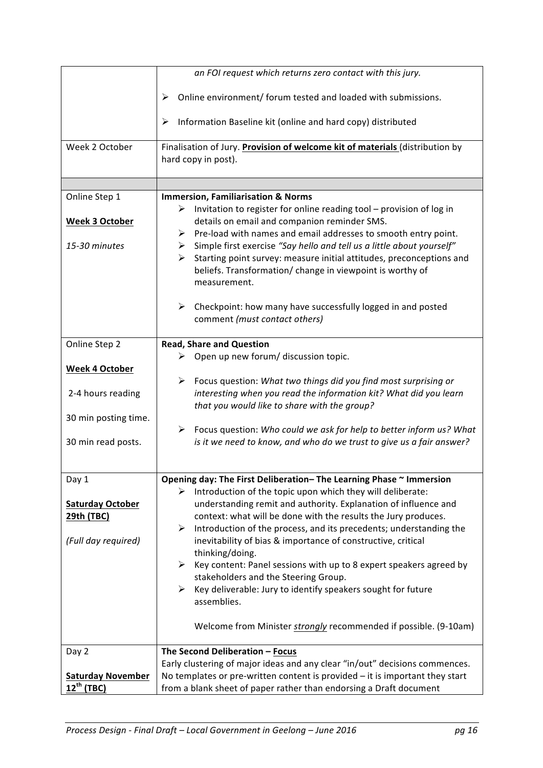| | |
|---|---|
| | *an FOI request which returns zero contact with this jury.*<br><br>➢ Online environment/ forum tested and loaded with submissions.<br><br>➢ Information Baseline kit (online and hard copy) distributed |
| Week 2 October | Finalisation of Jury. **<u>Provision of welcome kit of materials</u>** (distribution by hard copy in post). |
| | |
| Online Step 1<br><br>**<u>Week 3 October</u>**<br><br>*15-30 minutes* | **Immersion, Familiarisation & Norms**<br>➢ Invitation to register for online reading tool – provision of log in details on email and companion reminder SMS.<br>➢ Pre-load with names and email addresses to smooth entry point.<br>➢ Simple first exercise *"Say hello and tell us a little about yourself"*<br>➢ Starting point survey: measure initial attitudes, preconceptions and beliefs. Transformation/ change in viewpoint is worthy of measurement.<br><br>➢ Checkpoint: how many have successfully logged in and posted comment *(must contact others)* |
| Online Step 2<br><br>**<u>Week 4 October</u>**<br><br>2-4 hours reading<br><br>30 min posting time.<br><br>30 min read posts. | **Read, Share and Question**<br>➢ Open up new forum/ discussion topic.<br><br>➢ Focus question: *What two things did you find most surprising or interesting when you read the information kit? What did you learn that you would like to share with the group?*<br><br>➢ Focus question: *Who could we ask for help to better inform us? What is it we need to know, and who do we trust to give us a fair answer?* |
| Day 1<br><br>**<u>Saturday October 29th (TBC)</u>**<br><br>*(Full day required)* | **Opening day: The First Deliberation– The Learning Phase ~ Immersion**<br>➢ Introduction of the topic upon which they will deliberate: understanding remit and authority. Explanation of influence and context: what will be done with the results the Jury produces.<br>➢ Introduction of the process, and its precedents; understanding the inevitability of bias & importance of constructive, critical thinking/doing.<br>➢ Key content: Panel sessions with up to 8 expert speakers agreed by stakeholders and the Steering Group.<br>➢ Key deliverable: Jury to identify speakers sought for future assemblies.<br><br>Welcome from Minister *<u>strongly</u>* recommended if possible. (9-10am) |
| Day 2<br><br>**<u>Saturday November 12th (TBC)</u>** | **The Second Deliberation – <u>Focus</u>**<br>Early clustering of major ideas and any clear "in/out" decisions commences. No templates or pre-written content is provided – it is important they start from a blank sheet of paper rather than endorsing a Draft document |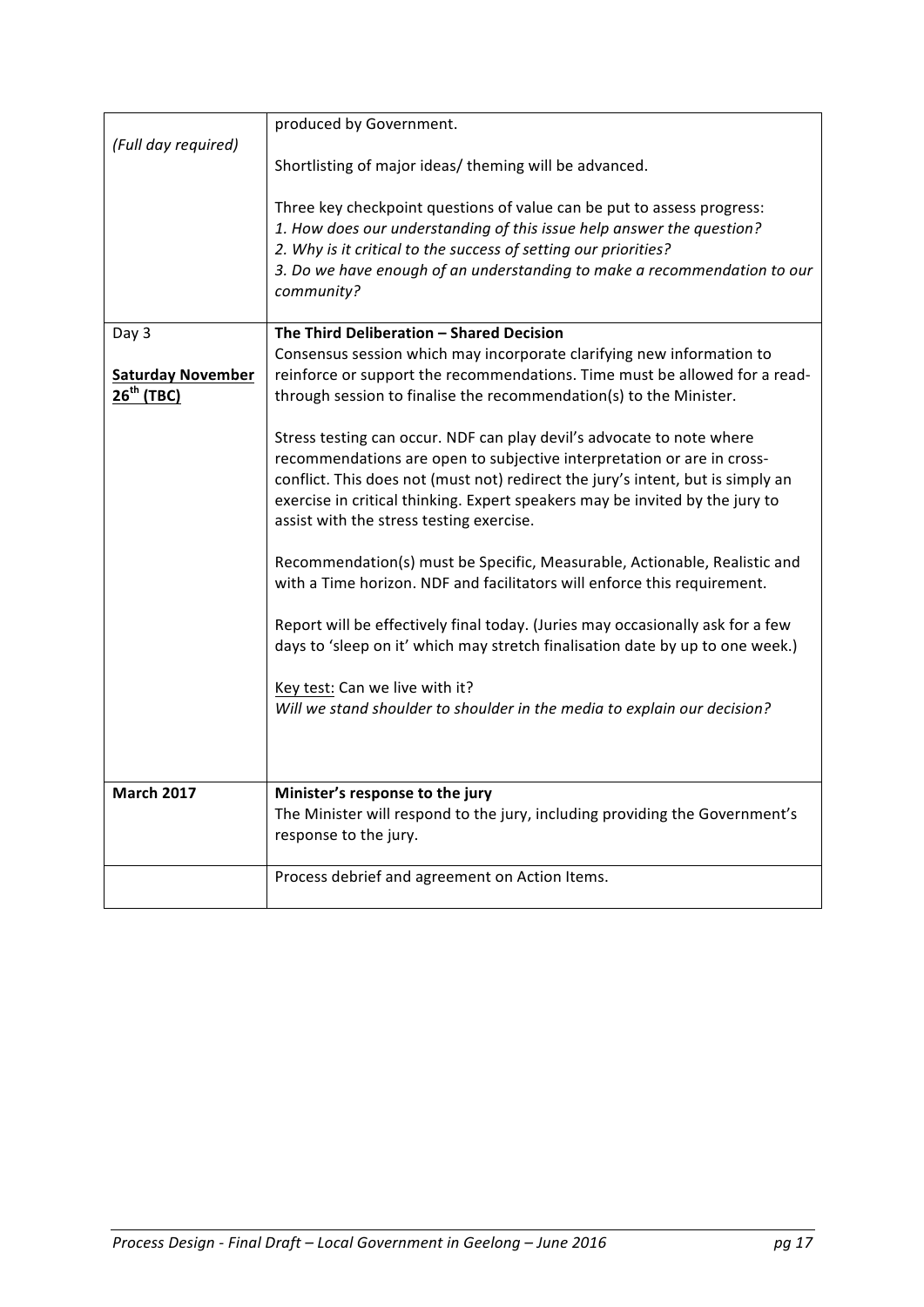| | |
|---|---|
| *(Full day required)* | produced by Government.<br><br>Shortlisting of major ideas/ theming will be advanced.<br><br>Three key checkpoint questions of value can be put to assess progress:<br>*1. How does our understanding of this issue help answer the question?*<br>*2. Why is it critical to the success of setting our priorities?*<br>*3. Do we have enough of an understanding to make a recommendation to our community?* |
| Day 3<br><br>**Saturday November 26th (TBC)** | **The Third Deliberation – Shared Decision**<br>Consensus session which may incorporate clarifying new information to reinforce or support the recommendations. Time must be allowed for a read-through session to finalise the recommendation(s) to the Minister.<br><br>Stress testing can occur. NDF can play devil's advocate to note where recommendations are open to subjective interpretation or are in cross-conflict. This does not (must not) redirect the jury's intent, but is simply an exercise in critical thinking. Expert speakers may be invited by the jury to assist with the stress testing exercise.<br><br>Recommendation(s) must be Specific, Measurable, Actionable, Realistic and with a Time horizon. NDF and facilitators will enforce this requirement.<br><br>Report will be effectively final today. (Juries may occasionally ask for a few days to 'sleep on it' which may stretch finalisation date by up to one week.)<br><br>Key test: Can we live with it?<br>*Will we stand shoulder to shoulder in the media to explain our decision?* |
| **March 2017** | **Minister's response to the jury**<br>The Minister will respond to the jury, including providing the Government's response to the jury. |
| | Process debrief and agreement on Action Items. |